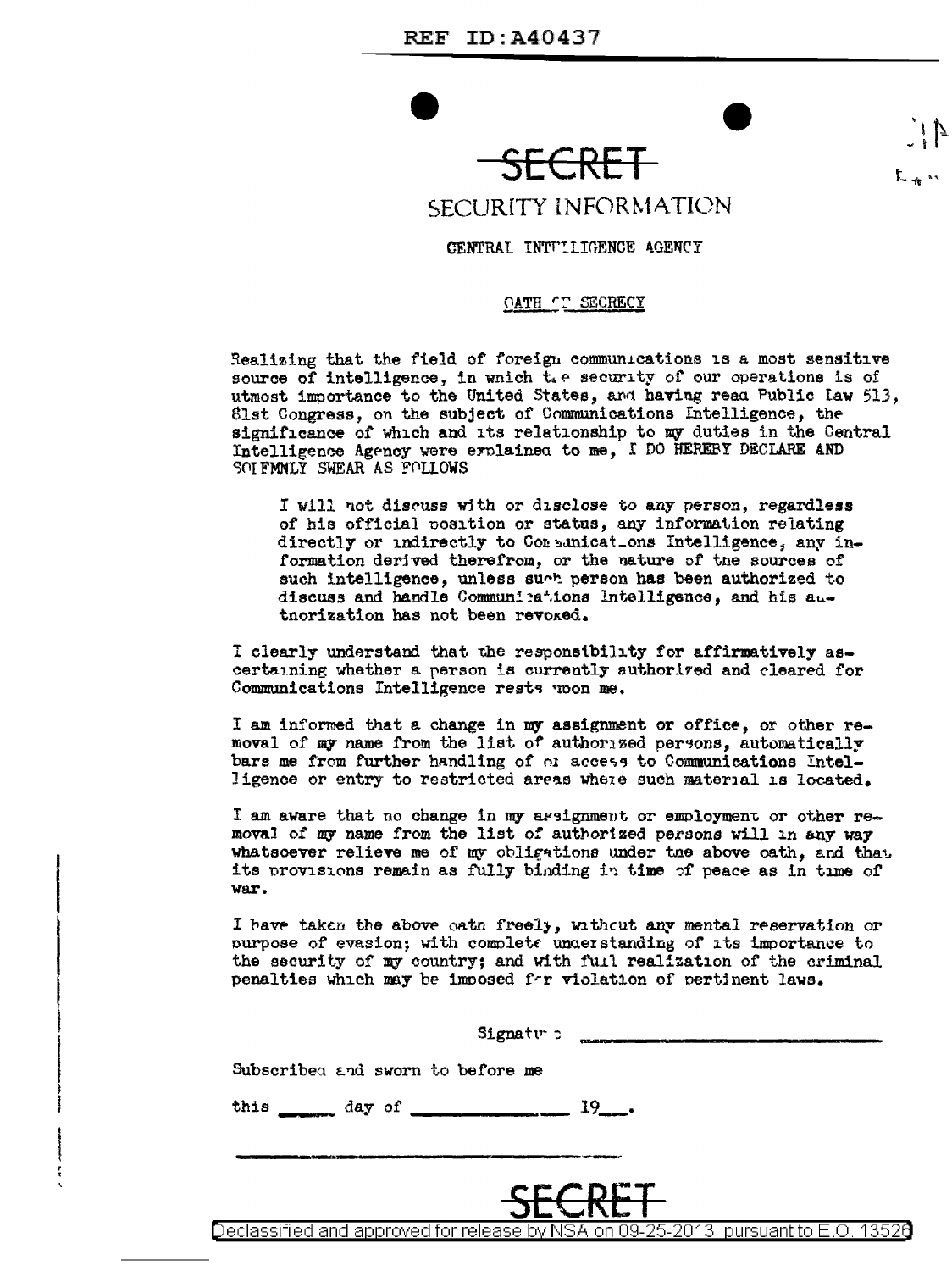SECRET

SECURITY INFORMATION

CENTRAL INTELLIGENCE AGENCY

OATH OF SECRECY

Realizing that the field of foreign communications is a most sensitive source of intelligence, in which the security of our operations is of utmost importance to the United States, and having read Public Law 513, 81st Congress, on the subject of Communications Intelligence, the significance of which and its relationship to my duties in the Central Intelligence Agency were explained to me, I DO HEREBY DECLARE AND SOLEMNLY SWEAR AS FOLLOWS

> I will not discuss with or disclose to any person, regardless of his official position or status, any information relating directly or indirectly to Communications Intelligence, any information derived therefrom, or the nature of the sources of such intelligence, unless such person has been authorized to discuss and handle Communications Intelligence, and his authorization has not been revoked.

I clearly understand that the responsibility for affirmatively ascertaining whether a person is currently authorized and cleared for Communications Intelligence rests upon me.

I am informed that a change in my assignment or office, or other removal of my name from the list of authorized persons, automatically bars me from further handling of or access to Communications Intelligence or entry to restricted areas where such material is located.

I am aware that no change in my assignment or employment or other removal of my name from the list of authorized persons will in any way whatsoever relieve me of my obligations under the above oath, and that its provisions remain as fully binding in time of peace as in time of war.

I have taken the above oath freely, without any mental reservation or purpose of evasion; with complete understanding of its importance to the security of my country; and with full realization of the criminal penalties which may be imposed for violation of pertinent laws.

Signature ______________________________

Subscribed and sworn to before me

this ______ day of ______________ 19___.

______________________________

SECRET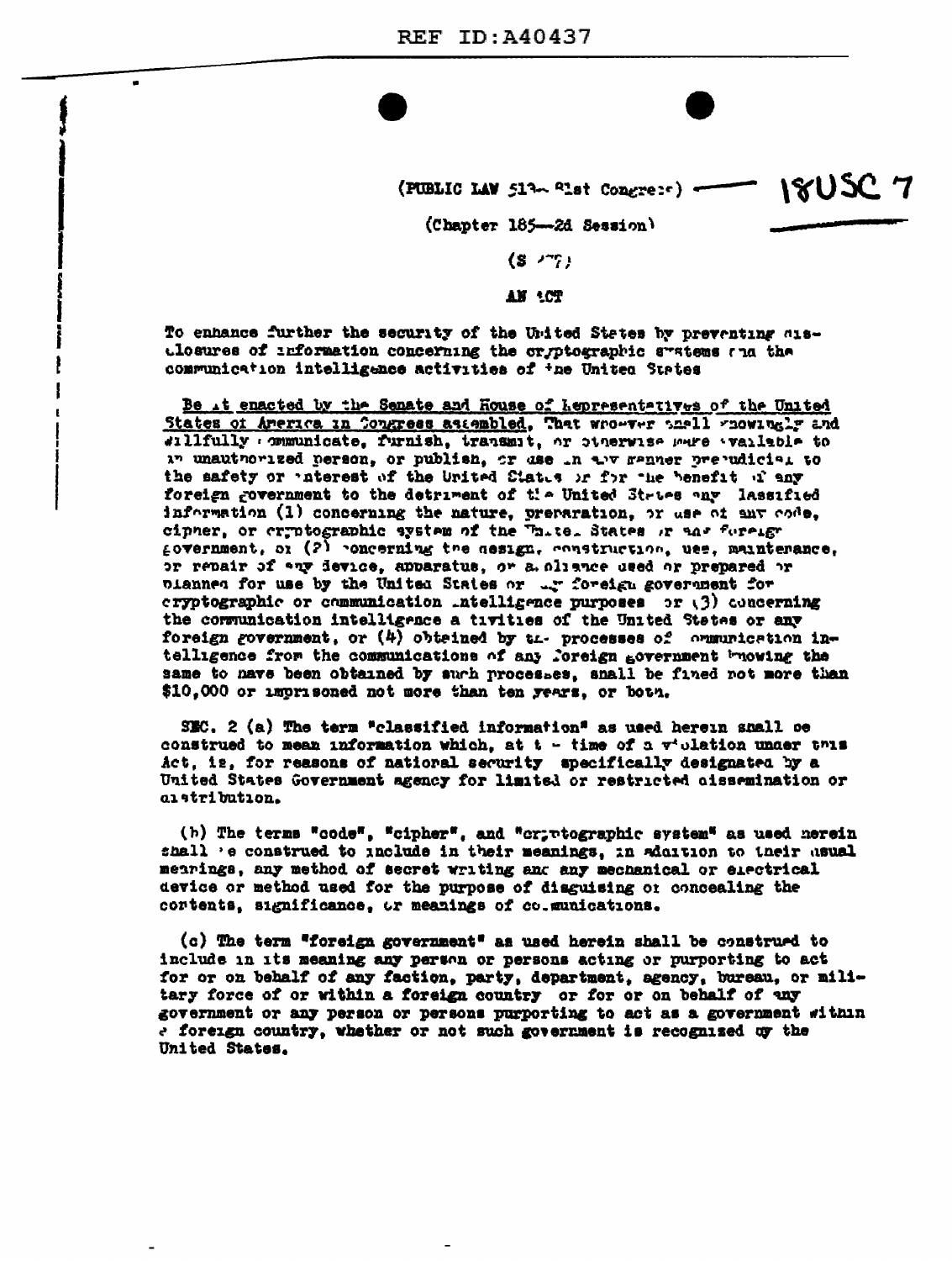(PUBLIC LAW 513—81st Congress) — 18USC 7

(Chapter 185—2d Session)

(S 277)

**AN ACT**

To enhance further the security of the United States by preventing disclosures of information concerning the cryptographic systems and the communication intelligence activities of the United States

Be it enacted by the Senate and House of Representatives of the United States of America in Congress assembled, That whoever shall knowingly and willfully communicate, furnish, transmit, or otherwise make available to an unauthorized person, or publish, or use in any manner prejudicial to the safety or interest of the United States or for the benefit of any foreign government to the detriment of the United States any classified information (1) concerning the nature, preparation, or use of any code, cipher, or cryptographic system of the United States or any foreign government, or (2) concerning the design, construction, use, maintenance, or repair of any device, apparatus, or appliance used or prepared or planned for use by the United States or any foreign government for cryptographic or communication intelligence purposes or (3) concerning the communication intelligence activities of the United States or any foreign government, or (4) obtained by the processes of communication intelligence from the communications of any foreign government knowing the same to have been obtained by such processes, shall be fined not more than $10,000 or imprisoned not more than ten years, or both.

SEC. 2 (a) The term "classified information" as used herein shall be construed to mean information which, at the time of a violation under this Act, is, for reasons of national security specifically designated by a United States Government agency for limited or restricted dissemination or distribution.

(b) The terms "code", "cipher", and "cryptographic system" as used herein shall be construed to include in their meanings, in addition to their usual meanings, any method of secret writing and any mechanical or electrical device or method used for the purpose of disguising or concealing the contents, significance, or meanings of communications.

(c) The term "foreign government" as used herein shall be construed to include in its meaning any person or persons acting or purporting to act for or on behalf of any faction, party, department, agency, bureau, or military force of or within a foreign country or for or on behalf of any government or any person or persons purporting to act as a government within a foreign country, whether or not such government is recognized by the United States.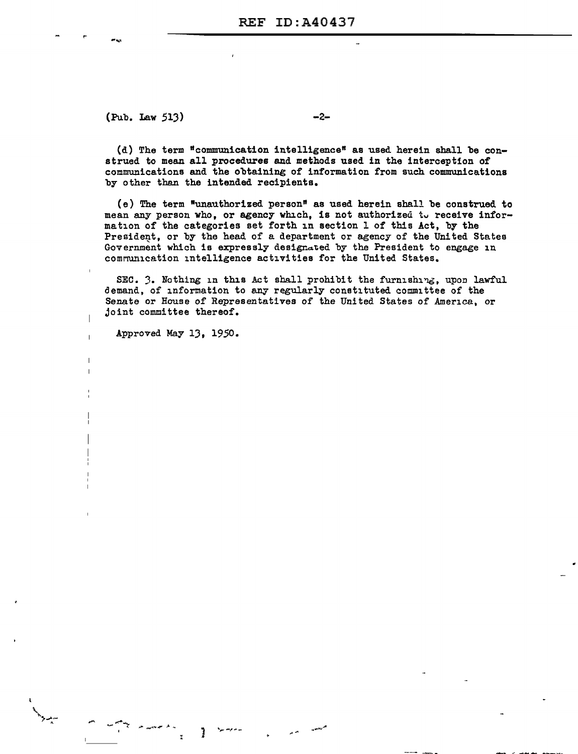(Pub. Law 513)

(d) The term "communication intelligence" as used herein shall be construed to mean all procedures and methods used in the interception of communications and the obtaining of information from such communications by other than the intended recipients.

(e) The term "unauthorized person" as used herein shall be construed to mean any person who, or agency which, is not authorized to receive information of the categories set forth in section 1 of this Act, by the President, or by the head of a department or agency of the United States Government which is expressly designated by the President to engage in communication intelligence activities for the United States.

SEC. 3. Nothing in this Act shall prohibit the furnishing, upon lawful demand, of information to any regularly constituted committee of the Senate or House of Representatives of the United States of America, or joint committee thereof.

Approved May 13, 1950.